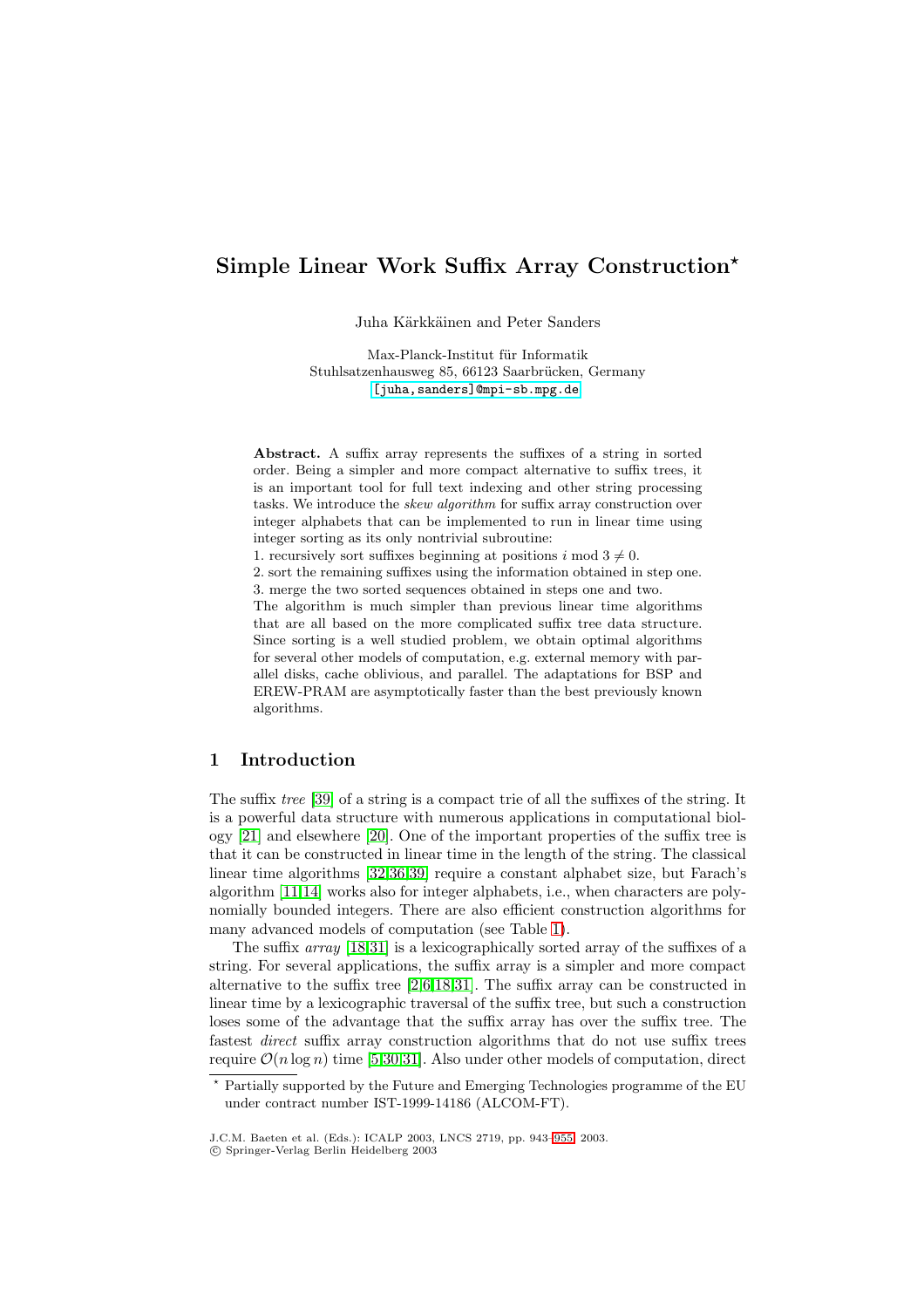# Simple Linear Work Suffix Array Construction*

Juha Kärkkäinen and Peter Sanders

Max-Planck-Institut für Informatik
Stuhlsatzenhausweg 85, 66123 Saarbrücken, Germany
[juha,sanders]@mpi-sb.mpg.de

**Abstract.** A suffix array represents the suffixes of a string in sorted order. Being a simpler and more compact alternative to suffix trees, it is an important tool for full text indexing and other string processing tasks. We introduce the *skew algorithm* for suffix array construction over integer alphabets that can be implemented to run in linear time using integer sorting as its only nontrivial subroutine:

1. recursively sort suffixes beginning at positions $i \bmod 3 \neq 0$.
2. sort the remaining suffixes using the information obtained in step one.
3. merge the two sorted sequences obtained in steps one and two.

The algorithm is much simpler than previous linear time algorithms that are all based on the more complicated suffix tree data structure. Since sorting is a well studied problem, we obtain optimal algorithms for several other models of computation, e.g. external memory with parallel disks, cache oblivious, and parallel. The adaptations for BSP and EREW-PRAM are asymptotically faster than the best previously known algorithms.

## 1 Introduction

The suffix *tree* [39] of a string is a compact trie of all the suffixes of the string. It is a powerful data structure with numerous applications in computational biology [21] and elsewhere [20]. One of the important properties of the suffix tree is that it can be constructed in linear time in the length of the string. The classical linear time algorithms [32,36,39] require a constant alphabet size, but Farach's algorithm [11,14] works also for integer alphabets, i.e., when characters are polynomially bounded integers. There are also efficient construction algorithms for many advanced models of computation (see Table 1).

The suffix *array* [18,31] is a lexicographically sorted array of the suffixes of a string. For several applications, the suffix array is a simpler and more compact alternative to the suffix tree [2,6,18,31]. The suffix array can be constructed in linear time by a lexicographic traversal of the suffix tree, but such a construction loses some of the advantage that the suffix array has over the suffix tree. The fastest *direct* suffix array construction algorithms that do not use suffix trees require $\mathcal{O}(n \log n)$ time [5,30,31]. Also under other models of computation, direct

* Partially supported by the Future and Emerging Technologies programme of the EU under contract number IST-1999-14186 (ALCOM-FT).

J.C.M. Baeten et al. (Eds.): ICALP 2003, LNCS 2719, pp. 943–955, 2003.
© Springer-Verlag Berlin Heidelberg 2003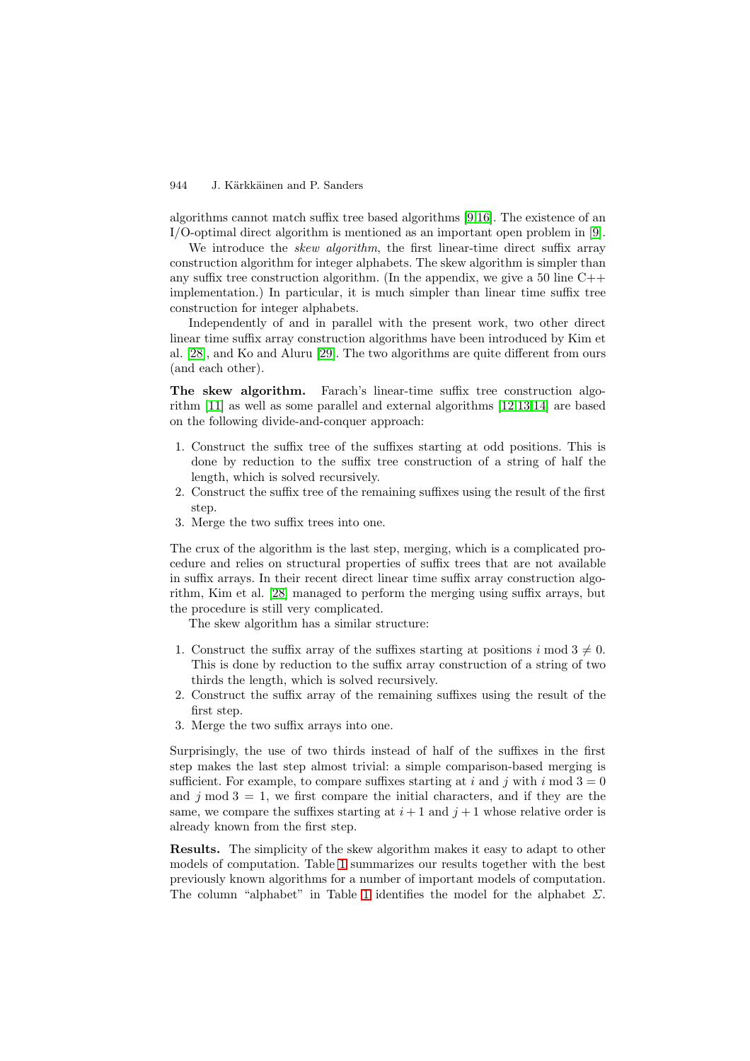algorithms cannot match suffix tree based algorithms [9,16]. The existence of an I/O-optimal direct algorithm is mentioned as an important open problem in [9].

We introduce the *skew algorithm*, the first linear-time direct suffix array construction algorithm for integer alphabets. The skew algorithm is simpler than any suffix tree construction algorithm. (In the appendix, we give a 50 line C++ implementation.) In particular, it is much simpler than linear time suffix tree construction for integer alphabets.

Independently of and in parallel with the present work, two other direct linear time suffix array construction algorithms have been introduced by Kim et al. [28], and Ko and Aluru [29]. The two algorithms are quite different from ours (and each other).

**The skew algorithm.** Farach's linear-time suffix tree construction algorithm [11] as well as some parallel and external algorithms [12,13,14] are based on the following divide-and-conquer approach:

1. Construct the suffix tree of the suffixes starting at odd positions. This is done by reduction to the suffix tree construction of a string of half the length, which is solved recursively.
2. Construct the suffix tree of the remaining suffixes using the result of the first step.
3. Merge the two suffix trees into one.

The crux of the algorithm is the last step, merging, which is a complicated procedure and relies on structural properties of suffix trees that are not available in suffix arrays. In their recent direct linear time suffix array construction algorithm, Kim et al. [28] managed to perform the merging using suffix arrays, but the procedure is still very complicated.

The skew algorithm has a similar structure:

1. Construct the suffix array of the suffixes starting at positions $i \bmod 3 \neq 0$. This is done by reduction to the suffix array construction of a string of two thirds the length, which is solved recursively.
2. Construct the suffix array of the remaining suffixes using the result of the first step.
3. Merge the two suffix arrays into one.

Surprisingly, the use of two thirds instead of half of the suffixes in the first step makes the last step almost trivial: a simple comparison-based merging is sufficient. For example, to compare suffixes starting at $i$ and $j$ with $i \bmod 3 = 0$ and $j \bmod 3 = 1$, we first compare the initial characters, and if they are the same, we compare the suffixes starting at $i+1$ and $j+1$ whose relative order is already known from the first step.

**Results.** The simplicity of the skew algorithm makes it easy to adapt to other models of computation. Table 1 summarizes our results together with the best previously known algorithms for a number of important models of computation. The column "alphabet" in Table 1 identifies the model for the alphabet $\Sigma$.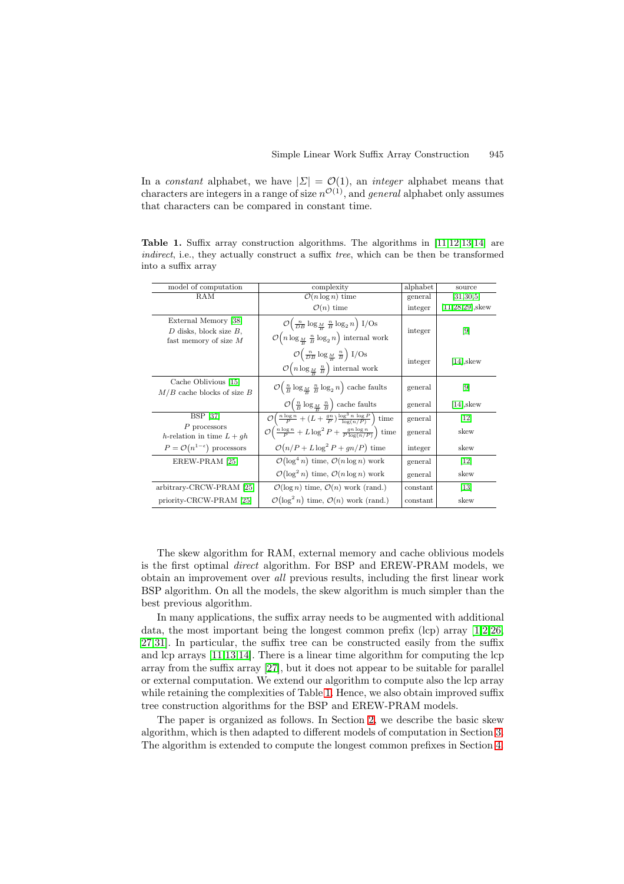In a *constant* alphabet, we have $|\Sigma| = \mathcal{O}(1)$, an *integer* alphabet means that characters are integers in a range of size $n^{\mathcal{O}(1)}$, and *general* alphabet only assumes that characters can be compared in constant time.

**Table 1.** Suffix array construction algorithms. The algorithms in [11,12,13,14] are *indirect*, i.e., they actually construct a suffix *tree*, which can be then be transformed into a suffix array

| model of computation | complexity | alphabet | source |
|---|---|---|---|
| RAM | $\mathcal{O}(n \log n)$ time | general | [31,30,5] |
| | $\mathcal{O}(n)$ time | integer | [11,28,29],skew |
| External Memory [38] $D$ disks, block size $B$, fast memory of size $M$ | $\mathcal{O}\left(\frac{n}{DB} \log_{\frac{M}{B}} \frac{n}{B} \log_2 n\right)$ I/Os $\mathcal{O}\left(n \log_{\frac{M}{B}} \frac{n}{B} \log_2 n\right)$ internal work | integer | [9] |
| | $\mathcal{O}\left(\frac{n}{DB} \log_{\frac{M}{B}} \frac{n}{B}\right)$ I/Os $\mathcal{O}\left(n \log_{\frac{M}{B}} \frac{n}{B}\right)$ internal work | integer | [14],skew |
| Cache Oblivious [15] $M/B$ cache blocks of size $B$ | $\mathcal{O}\left(\frac{n}{B} \log_{\frac{M}{B}} \frac{n}{B} \log_2 n\right)$ cache faults | general | [9] |
| | $\mathcal{O}\left(\frac{n}{B} \log_{\frac{M}{B}} \frac{n}{B}\right)$ cache faults | general | [14],skew |
| BSP [37] $P$ processors $h$-relation in time $L + gh$ | $\mathcal{O}\left(\frac{n \log n}{P} + (L + \frac{gn}{P}) \frac{\log^3 n \log P}{\log(n/P)}\right)$ time | general | [12] |
| | $\mathcal{O}\left(\frac{n \log n}{P} + L \log^2 P + \frac{gn \log n}{P \log(n/P)}\right)$ time | general | skew |
| $P = \mathcal{O}(n^{1-\epsilon})$ processors | $\mathcal{O}(n/P + L \log^2 P + gn/P)$ time | integer | skew |
| EREW-PRAM [25] | $\mathcal{O}(\log^4 n)$ time, $\mathcal{O}(n \log n)$ work | general | [12] |
| | $\mathcal{O}(\log^2 n)$ time, $\mathcal{O}(n \log n)$ work | general | skew |
| arbitrary-CRCW-PRAM [25] | $\mathcal{O}(\log n)$ time, $\mathcal{O}(n)$ work (rand.) | constant | [13] |
| priority-CRCW-PRAM [25] | $\mathcal{O}(\log^2 n)$ time, $\mathcal{O}(n)$ work (rand.) | constant | skew |

The skew algorithm for RAM, external memory and cache oblivious models is the first optimal *direct* algorithm. For BSP and EREW-PRAM models, we obtain an improvement over *all* previous results, including the first linear work BSP algorithm. On all the models, the skew algorithm is much simpler than the best previous algorithm.

In many applications, the suffix array needs to be augmented with additional data, the most important being the longest common prefix (lcp) array [1,2,26,27,31]. In particular, the suffix tree can be constructed easily from the suffix and lcp arrays [11,13,14]. There is a linear time algorithm for computing the lcp array from the suffix array [27], but it does not appear to be suitable for parallel or external computation. We extend our algorithm to compute also the lcp array while retaining the complexities of Table 1. Hence, we also obtain improved suffix tree construction algorithms for the BSP and EREW-PRAM models.

The paper is organized as follows. In Section 2, we describe the basic skew algorithm, which is then adapted to different models of computation in Section 3. The algorithm is extended to compute the longest common prefixes in Section 4.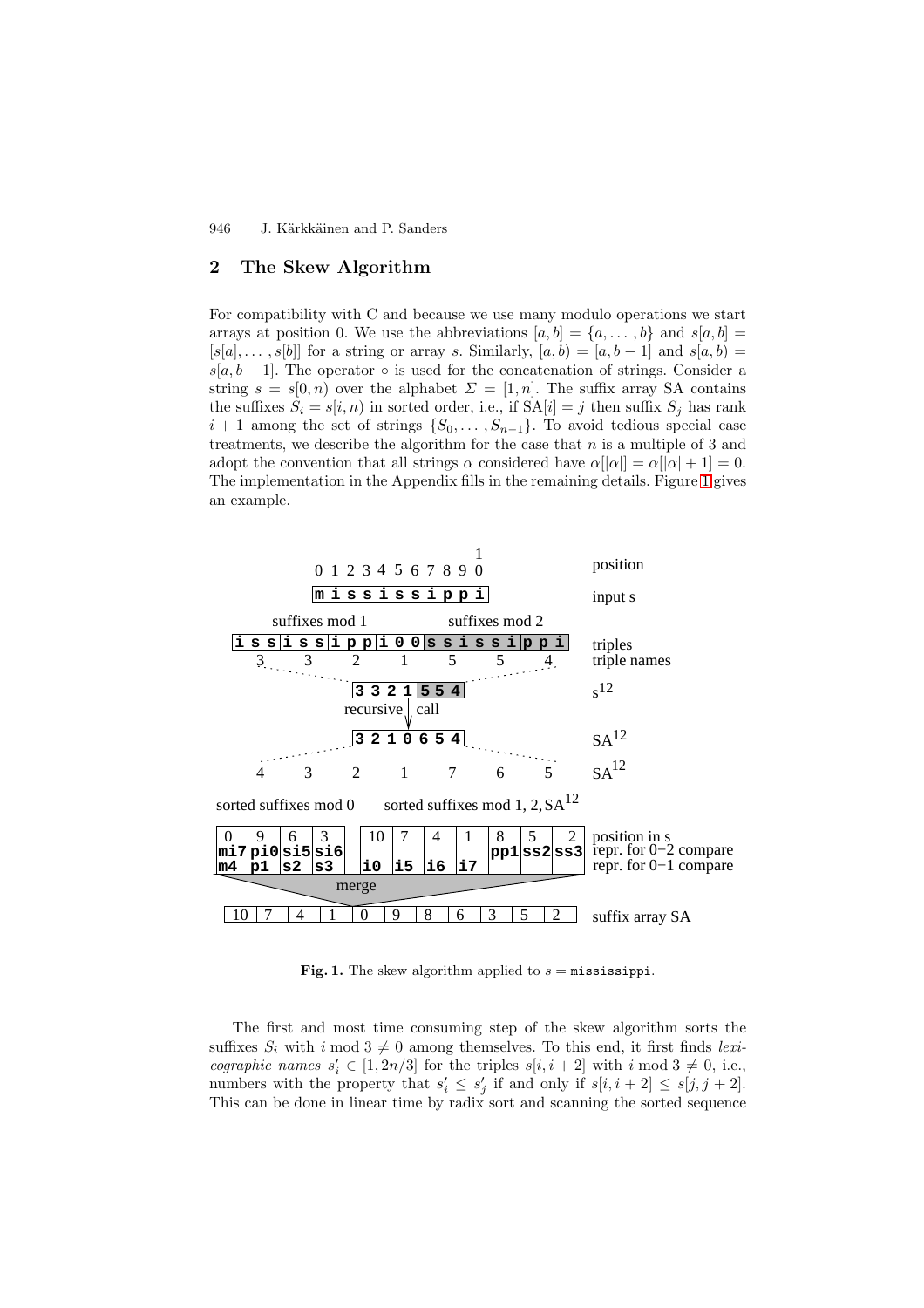## 2 The Skew Algorithm

For compatibility with C and because we use many modulo operations we start arrays at position 0. We use the abbreviations $[a, b] = \{a, \ldots, b\}$ and $s[a, b] = [s[a], \ldots, s[b]]$ for a string or array $s$. Similarly, $[a, b) = [a, b-1]$ and $s[a, b) = s[a, b-1]$. The operator $\circ$ is used for the concatenation of strings. Consider a string $s = s[0, n)$ over the alphabet $\Sigma = [1, n]$. The suffix array SA contains the suffixes $S_i = s[i, n)$ in sorted order, i.e., if $\mathrm{SA}[i] = j$ then suffix $S_j$ has rank $i + 1$ among the set of strings $\{S_0, \ldots, S_{n-1}\}$. To avoid tedious special case treatments, we describe the algorithm for the case that $n$ is a multiple of 3 and adopt the convention that all strings $\alpha$ considered have $\alpha[|\alpha|] = \alpha[|\alpha| + 1] = 0$. The implementation in the Appendix fills in the remaining details. Figure 1 gives an example.

```
position:        0 1 2 3 4 5 6 7 8 9 10
input s:         m i s s i s s i p p i

                 suffixes mod 1          suffixes mod 2
triples:         iss | iss | ipp | i00 | ssi | ssi | ppi
triple names:     3     3     2     1     5     5     4

s^12:            3 3 2 1 5 5 4
                    | recursive call
SA^12:           3 2 1 0 6 5 4
SA^12 (bar):      4   3   2   1   7   6   5

sorted suffixes mod 0        sorted suffixes mod 1, 2, SA^12
position in s:          0    9    6    3  |  10   7    4    1    8    5    2
repr. for 0-2 compare:  mi7  pi0  si5  si6 |                     pp1  ss2  ss3
repr. for 0-1 compare:  m4   p1   s2   s3  |  i0   i5   i6   i7
                                  merge
suffix array SA:        10 7 4 1 0 9 8 6 3 5 2
```

**Fig. 1.** The skew algorithm applied to $s =$ `mississippi`.

The first and most time consuming step of the skew algorithm sorts the suffixes $S_i$ with $i \bmod 3 \neq 0$ among themselves. To this end, it first finds *lexicographic names* $s'_i \in [1, 2n/3]$ for the triples $s[i, i+2]$ with $i \bmod 3 \neq 0$, i.e., numbers with the property that $s'_i \leq s'_j$ if and only if $s[i, i+2] \leq s[j, j+2]$. This can be done in linear time by radix sort and scanning the sorted sequence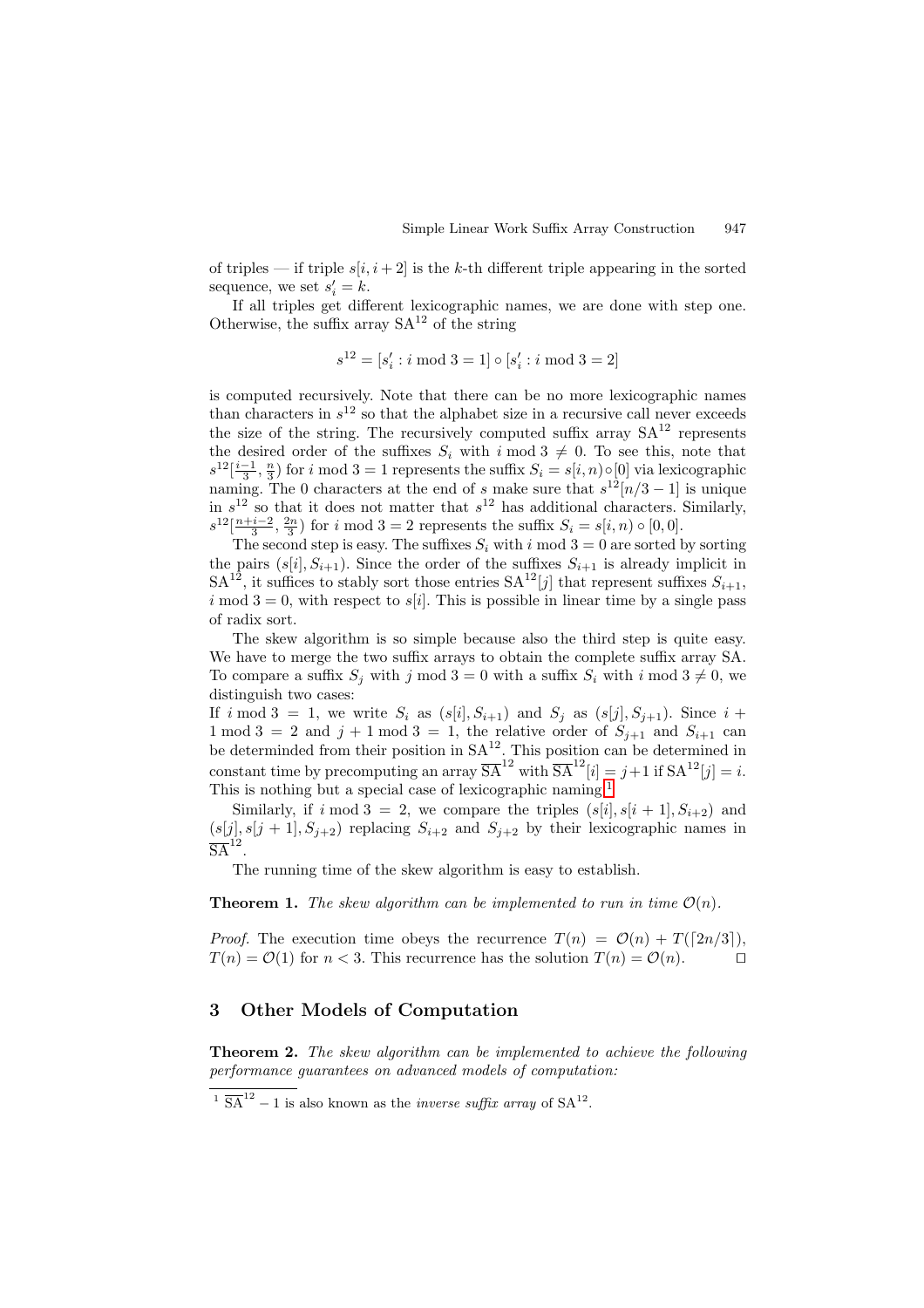of triples — if triple $s[i, i+2]$ is the $k$-th different triple appearing in the sorted sequence, we set $s'_i = k$.

If all triples get different lexicographic names, we are done with step one. Otherwise, the suffix array $\mathrm{SA}^{12}$ of the string

$$s^{12} = [s'_i : i \bmod 3 = 1] \circ [s'_i : i \bmod 3 = 2]$$

is computed recursively. Note that there can be no more lexicographic names than characters in $s^{12}$ so that the alphabet size in a recursive call never exceeds the size of the string. The recursively computed suffix array $\mathrm{SA}^{12}$ represents the desired order of the suffixes $S_i$ with $i \bmod 3 \neq 0$. To see this, note that $s^{12}[\frac{i-1}{3}, \frac{n}{3})$ for $i \bmod 3 = 1$ represents the suffix $S_i = s[i, n) \circ [0]$ via lexicographic naming. The 0 characters at the end of $s$ make sure that $s^{12}[n/3 - 1]$ is unique in $s^{12}$ so that it does not matter that $s^{12}$ has additional characters. Similarly, $s^{12}[\frac{n+i-2}{3}, \frac{2n}{3})$ for $i \bmod 3 = 2$ represents the suffix $S_i = s[i, n) \circ [0, 0]$.

The second step is easy. The suffixes $S_i$ with $i \bmod 3 = 0$ are sorted by sorting the pairs $(s[i], S_{i+1})$. Since the order of the suffixes $S_{i+1}$ is already implicit in $\mathrm{SA}^{12}$, it suffices to stably sort those entries $\mathrm{SA}^{12}[j]$ that represent suffixes $S_{i+1}$, $i \bmod 3 = 0$, with respect to $s[i]$. This is possible in linear time by a single pass of radix sort.

The skew algorithm is so simple because also the third step is quite easy. We have to merge the two suffix arrays to obtain the complete suffix array SA. To compare a suffix $S_j$ with $j \bmod 3 = 0$ with a suffix $S_i$ with $i \bmod 3 \neq 0$, we distinguish two cases:

If $i \bmod 3 = 1$, we write $S_i$ as $(s[i], S_{i+1})$ and $S_j$ as $(s[j], S_{j+1})$. Since $i + 1 \bmod 3 = 2$ and $j + 1 \bmod 3 = 1$, the relative order of $S_{j+1}$ and $S_{i+1}$ can be determinded from their position in $\mathrm{SA}^{12}$. This position can be determined in constant time by precomputing an array $\overline{\mathrm{SA}}^{12}$ with $\overline{\mathrm{SA}}^{12}[i] = j+1$ if $\mathrm{SA}^{12}[j] = i$. This is nothing but a special case of lexicographic naming.[1]

Similarly, if $i \bmod 3 = 2$, we compare the triples $(s[i], s[i+1], S_{i+2})$ and $(s[j], s[j+1], S_{j+2})$ replacing $S_{i+2}$ and $S_{j+2}$ by their lexicographic names in $\overline{\mathrm{SA}}^{12}$.

The running time of the skew algorithm is easy to establish.

**Theorem 1.** *The skew algorithm can be implemented to run in time $\mathcal{O}(n)$.*

*Proof.* The execution time obeys the recurrence $T(n) = \mathcal{O}(n) + T(\lceil 2n/3 \rceil)$, $T(n) = \mathcal{O}(1)$ for $n < 3$. This recurrence has the solution $T(n) = \mathcal{O}(n)$. ◻

## 3 Other Models of Computation

**Theorem 2.** *The skew algorithm can be implemented to achieve the following performance guarantees on advanced models of computation:*

[1] $\overline{\mathrm{SA}}^{12} - 1$ is also known as the *inverse suffix array* of $\mathrm{SA}^{12}$.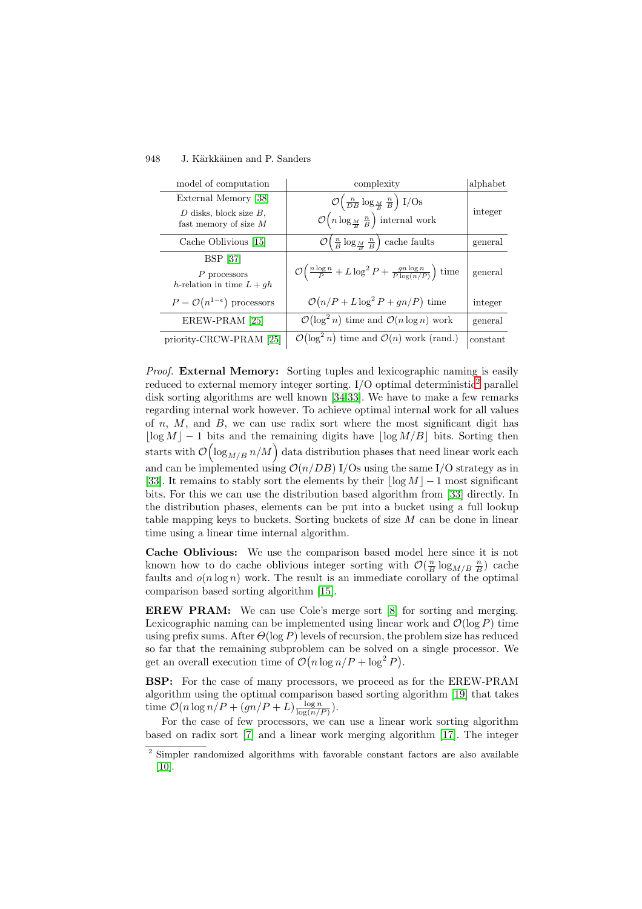| model of computation | complexity | alphabet |
|---|---|---|
| External Memory [38] <br> $D$ disks, block size $B$, <br> fast memory of size $M$ | $\mathcal{O}\left(\frac{n}{DB}\log_{\frac{M}{B}}\frac{n}{B}\right)$ I/Os <br> $\mathcal{O}\left(n\log_{\frac{M}{B}}\frac{n}{B}\right)$ internal work | integer |
| Cache Oblivious [15] | $\mathcal{O}\left(\frac{n}{B}\log_{\frac{M}{B}}\frac{n}{B}\right)$ cache faults | general |
| BSP [37] <br> $P$ processors <br> $h$-relation in time $L+gh$ | $\mathcal{O}\left(\frac{n\log n}{P}+L\log^2 P+\frac{gn\log n}{P\log(n/P)}\right)$ time | general |
| $P=\mathcal{O}\left(n^{1-\epsilon}\right)$ processors | $\mathcal{O}\left(n/P+L\log^2 P+gn/P\right)$ time | integer |
| EREW-PRAM [25] | $\mathcal{O}\left(\log^2 n\right)$ time and $\mathcal{O}(n\log n)$ work | general |
| priority-CRCW-PRAM [25] | $\mathcal{O}\left(\log^2 n\right)$ time and $\mathcal{O}(n)$ work (rand.) | constant |

*Proof.* **External Memory:** Sorting tuples and lexicographic naming is easily reduced to external memory integer sorting. I/O optimal deterministic[2] parallel disk sorting algorithms are well known [34,33]. We have to make a few remarks regarding internal work however. To achieve optimal internal work for all values of $n$, $M$, and $B$, we can use radix sort where the most significant digit has $\lfloor\log M\rfloor-1$ bits and the remaining digits have $\lfloor\log M/B\rfloor$ bits. Sorting then starts with $\mathcal{O}\left(\log_{M/B} n/M\right)$ data distribution phases that need linear work each and can be implemented using $\mathcal{O}(n/DB)$ I/Os using the same I/O strategy as in [33]. It remains to stably sort the elements by their $\lfloor\log M\rfloor-1$ most significant bits. For this we can use the distribution based algorithm from [33] directly. In the distribution phases, elements can be put into a bucket using a full lookup table mapping keys to buckets. Sorting buckets of size $M$ can be done in linear time using a linear time internal algorithm.

**Cache Oblivious:** We use the comparison based model here since it is not known how to do cache oblivious integer sorting with $\mathcal{O}(\frac{n}{B}\log_{M/B}\frac{n}{B})$ cache faults and $o(n\log n)$ work. The result is an immediate corollary of the optimal comparison based sorting algorithm [15].

**EREW PRAM:** We can use Cole's merge sort [8] for sorting and merging. Lexicographic naming can be implemented using linear work and $\mathcal{O}(\log P)$ time using prefix sums. After $\Theta(\log P)$ levels of recursion, the problem size has reduced so far that the remaining subproblem can be solved on a single processor. We get an overall execution time of $\mathcal{O}\left(n\log n/P+\log^2 P\right)$.

**BSP:** For the case of many processors, we proceed as for the EREW-PRAM algorithm using the optimal comparison based sorting algorithm [19] that takes time $\mathcal{O}(n\log n/P+(gn/P+L)\frac{\log n}{\log(n/P)})$.

For the case of few processors, we can use a linear work sorting algorithm based on radix sort [7] and a linear work merging algorithm [17]. The integer

[2] Simpler randomized algorithms with favorable constant factors are also available [10].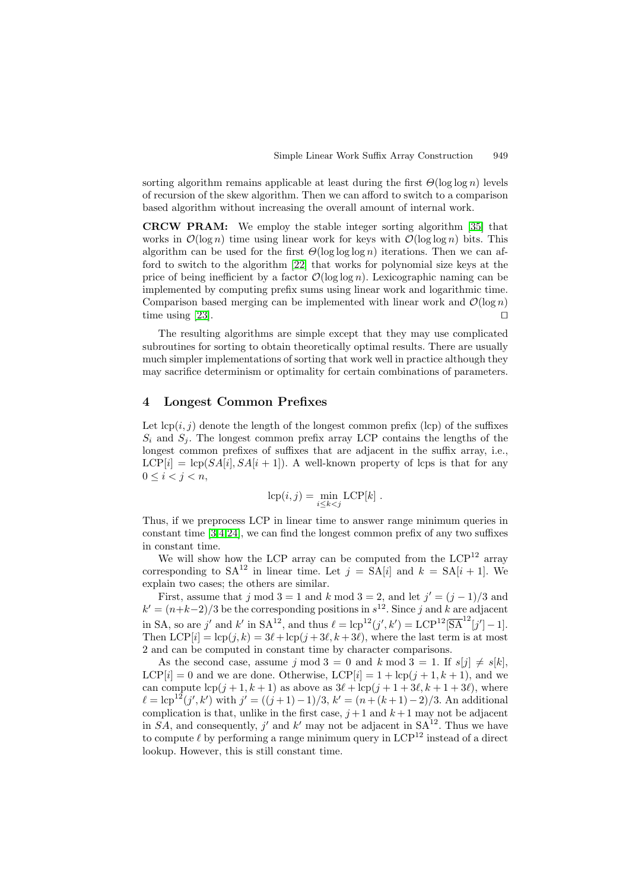sorting algorithm remains applicable at least during the first $\Theta(\log\log n)$ levels of recursion of the skew algorithm. Then we can afford to switch to a comparison based algorithm without increasing the overall amount of internal work.

**CRCW PRAM:** We employ the stable integer sorting algorithm [35] that works in $\mathcal{O}(\log n)$ time using linear work for keys with $\mathcal{O}(\log\log n)$ bits. This algorithm can be used for the first $\Theta(\log\log\log n)$ iterations. Then we can afford to switch to the algorithm [22] that works for polynomial size keys at the price of being inefficient by a factor $\mathcal{O}(\log\log n)$. Lexicographic naming can be implemented by computing prefix sums using linear work and logarithmic time. Comparison based merging can be implemented with linear work and $\mathcal{O}(\log n)$ time using [23]. ◻

The resulting algorithms are simple except that they may use complicated subroutines for sorting to obtain theoretically optimal results. There are usually much simpler implementations of sorting that work well in practice although they may sacrifice determinism or optimality for certain combinations of parameters.

## 4 Longest Common Prefixes

Let $\mathrm{lcp}(i,j)$ denote the length of the longest common prefix (lcp) of the suffixes $S_i$ and $S_j$. The longest common prefix array LCP contains the lengths of the longest common prefixes of suffixes that are adjacent in the suffix array, i.e., $\mathrm{LCP}[i] = \mathrm{lcp}(SA[i], SA[i+1])$. A well-known property of lcps is that for any $0 \le i < j < n$,

$$\mathrm{lcp}(i,j) = \min_{i \le k < j} \mathrm{LCP}[k] .$$

Thus, if we preprocess LCP in linear time to answer range minimum queries in constant time [3,4,24], we can find the longest common prefix of any two suffixes in constant time.

We will show how the LCP array can be computed from the $\mathrm{LCP}^{12}$ array corresponding to $\mathrm{SA}^{12}$ in linear time. Let $j = \mathrm{SA}[i]$ and $k = \mathrm{SA}[i+1]$. We explain two cases; the others are similar.

First, assume that $j \bmod 3 = 1$ and $k \bmod 3 = 2$, and let $j' = (j-1)/3$ and $k' = (n+k-2)/3$ be the corresponding positions in $s^{12}$. Since $j$ and $k$ are adjacent in SA, so are $j'$ and $k'$ in $\mathrm{SA}^{12}$, and thus $\ell = \mathrm{lcp}^{12}(j',k') = \mathrm{LCP}^{12}[\overline{\mathrm{SA}}^{12}[j']-1]$. Then $\mathrm{LCP}[i] = \mathrm{lcp}(j,k) = 3\ell + \mathrm{lcp}(j+3\ell, k+3\ell)$, where the last term is at most 2 and can be computed in constant time by character comparisons.

As the second case, assume $j \bmod 3 = 0$ and $k \bmod 3 = 1$. If $s[j] \neq s[k]$, $\mathrm{LCP}[i] = 0$ and we are done. Otherwise, $\mathrm{LCP}[i] = 1 + \mathrm{lcp}(j+1, k+1)$, and we can compute $\mathrm{lcp}(j+1,k+1)$ as above as $3\ell + \mathrm{lcp}(j+1+3\ell, k+1+3\ell)$, where $\ell = \mathrm{lcp}^{12}(j',k')$ with $j' = ((j+1)-1)/3$, $k' = (n+(k+1)-2)/3$. An additional complication is that, unlike in the first case, $j+1$ and $k+1$ may not be adjacent in $SA$, and consequently, $j'$ and $k'$ may not be adjacent in $\mathrm{SA}^{12}$. Thus we have to compute $\ell$ by performing a range minimum query in $\mathrm{LCP}^{12}$ instead of a direct lookup. However, this is still constant time.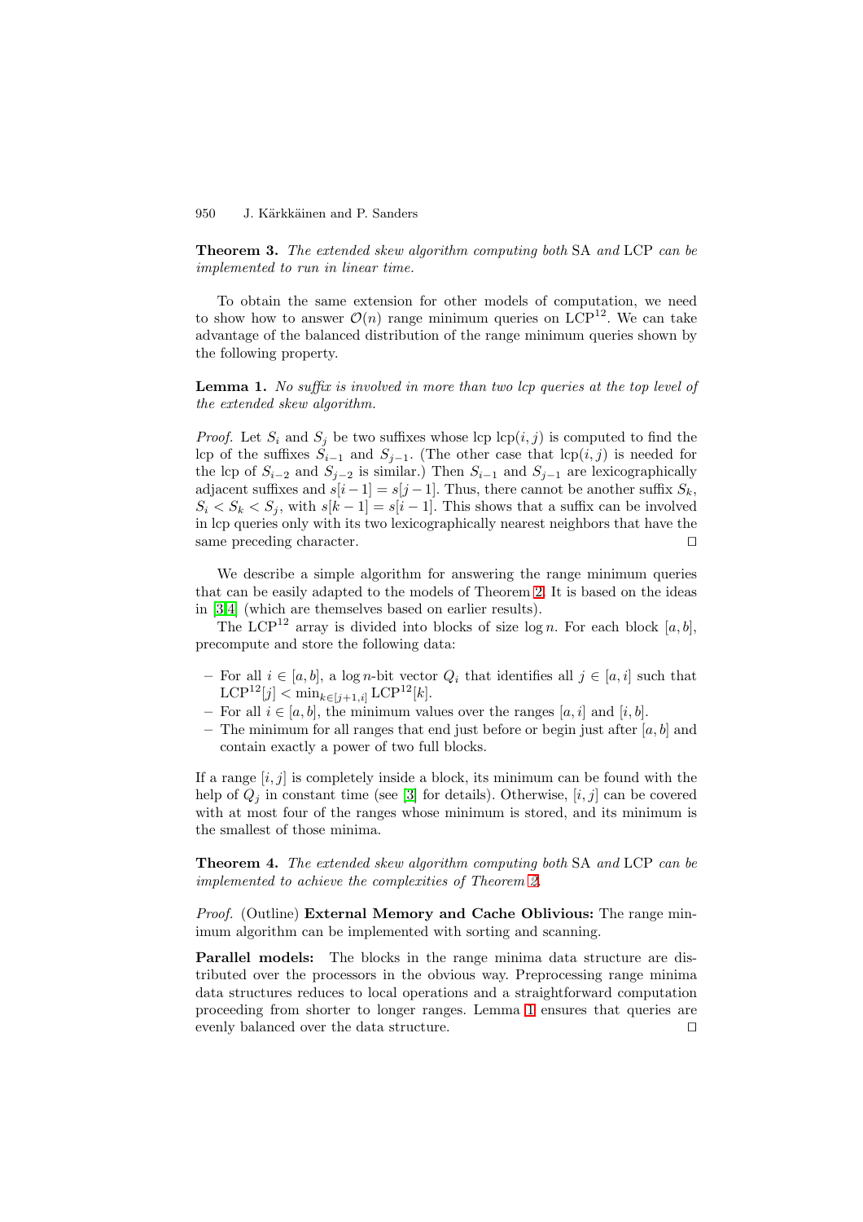**Theorem 3.** *The extended skew algorithm computing both* SA *and* LCP *can be implemented to run in linear time.*

To obtain the same extension for other models of computation, we need to show how to answer $\mathcal{O}(n)$ range minimum queries on $\mathrm{LCP}^{12}$. We can take advantage of the balanced distribution of the range minimum queries shown by the following property.

**Lemma 1.** *No suffix is involved in more than two lcp queries at the top level of the extended skew algorithm.*

*Proof.* Let $S_i$ and $S_j$ be two suffixes whose lcp $\mathrm{lcp}(i,j)$ is computed to find the lcp of the suffixes $S_{i-1}$ and $S_{j-1}$. (The other case that $\mathrm{lcp}(i,j)$ is needed for the lcp of $S_{i-2}$ and $S_{j-2}$ is similar.) Then $S_{i-1}$ and $S_{j-1}$ are lexicographically adjacent suffixes and $s[i-1] = s[j-1]$. Thus, there cannot be another suffix $S_k$, $S_i < S_k < S_j$, with $s[k-1] = s[i-1]$. This shows that a suffix can be involved in lcp queries only with its two lexicographically nearest neighbors that have the same preceding character. □

We describe a simple algorithm for answering the range minimum queries that can be easily adapted to the models of Theorem 2. It is based on the ideas in [3,4] (which are themselves based on earlier results).

The $\mathrm{LCP}^{12}$ array is divided into blocks of size $\log n$. For each block $[a,b]$, precompute and store the following data:

- For all $i \in [a,b]$, a $\log n$-bit vector $Q_i$ that identifies all $j \in [a,i]$ such that $\mathrm{LCP}^{12}[j] < \min_{k \in [j+1,i]} \mathrm{LCP}^{12}[k]$.
- For all $i \in [a,b]$, the minimum values over the ranges $[a,i]$ and $[i,b]$.
- The minimum for all ranges that end just before or begin just after $[a,b]$ and contain exactly a power of two full blocks.

If a range $[i,j]$ is completely inside a block, its minimum can be found with the help of $Q_j$ in constant time (see [3] for details). Otherwise, $[i,j]$ can be covered with at most four of the ranges whose minimum is stored, and its minimum is the smallest of those minima.

**Theorem 4.** *The extended skew algorithm computing both* SA *and* LCP *can be implemented to achieve the complexities of Theorem 2.*

*Proof.* (Outline) **External Memory and Cache Oblivious:** The range minimum algorithm can be implemented with sorting and scanning.

**Parallel models:** The blocks in the range minima data structure are distributed over the processors in the obvious way. Preprocessing range minima data structures reduces to local operations and a straightforward computation proceeding from shorter to longer ranges. Lemma 1 ensures that queries are evenly balanced over the data structure. □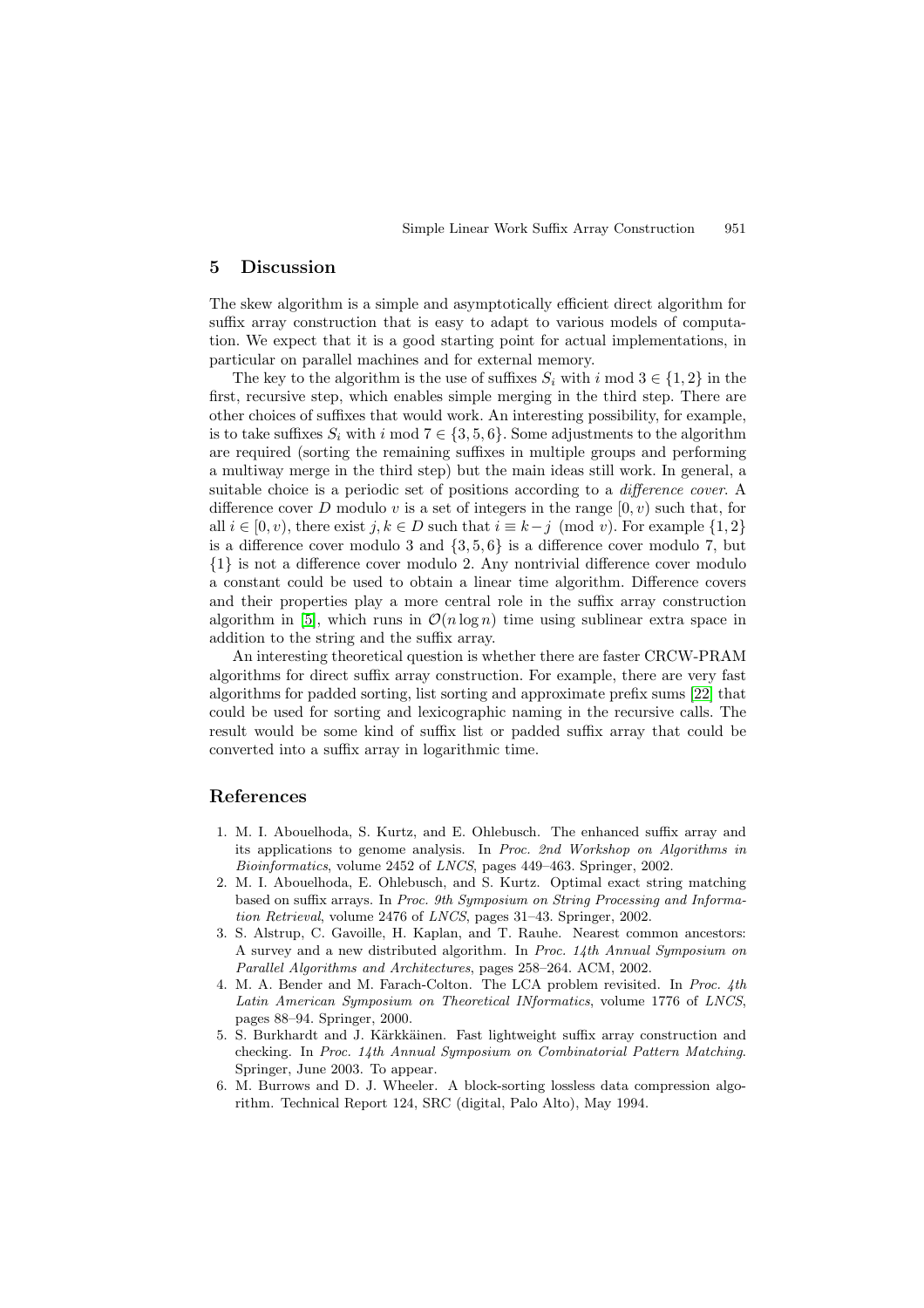## 5 Discussion

The skew algorithm is a simple and asymptotically efficient direct algorithm for suffix array construction that is easy to adapt to various models of computation. We expect that it is a good starting point for actual implementations, in particular on parallel machines and for external memory.

The key to the algorithm is the use of suffixes $S_i$ with $i \bmod 3 \in \{1, 2\}$ in the first, recursive step, which enables simple merging in the third step. There are other choices of suffixes that would work. An interesting possibility, for example, is to take suffixes $S_i$ with $i \bmod 7 \in \{3, 5, 6\}$. Some adjustments to the algorithm are required (sorting the remaining suffixes in multiple groups and performing a multiway merge in the third step) but the main ideas still work. In general, a suitable choice is a periodic set of positions according to a *difference cover*. A difference cover $D$ modulo $v$ is a set of integers in the range $[0, v)$ such that, for all $i \in [0, v)$, there exist $j, k \in D$ such that $i \equiv k - j \pmod{v}$. For example $\{1, 2\}$ is a difference cover modulo 3 and $\{3, 5, 6\}$ is a difference cover modulo 7, but $\{1\}$ is not a difference cover modulo 2. Any nontrivial difference cover modulo a constant could be used to obtain a linear time algorithm. Difference covers and their properties play a more central role in the suffix array construction algorithm in [5], which runs in $\mathcal{O}(n \log n)$ time using sublinear extra space in addition to the string and the suffix array.

An interesting theoretical question is whether there are faster CRCW-PRAM algorithms for direct suffix array construction. For example, there are very fast algorithms for padded sorting, list sorting and approximate prefix sums [22] that could be used for sorting and lexicographic naming in the recursive calls. The result would be some kind of suffix list or padded suffix array that could be converted into a suffix array in logarithmic time.

## References

1. M. I. Abouelhoda, S. Kurtz, and E. Ohlebusch. The enhanced suffix array and its applications to genome analysis. In *Proc. 2nd Workshop on Algorithms in Bioinformatics*, volume 2452 of *LNCS*, pages 449–463. Springer, 2002.
2. M. I. Abouelhoda, E. Ohlebusch, and S. Kurtz. Optimal exact string matching based on suffix arrays. In *Proc. 9th Symposium on String Processing and Information Retrieval*, volume 2476 of *LNCS*, pages 31–43. Springer, 2002.
3. S. Alstrup, C. Gavoille, H. Kaplan, and T. Rauhe. Nearest common ancestors: A survey and a new distributed algorithm. In *Proc. 14th Annual Symposium on Parallel Algorithms and Architectures*, pages 258–264. ACM, 2002.
4. M. A. Bender and M. Farach-Colton. The LCA problem revisited. In *Proc. 4th Latin American Symposium on Theoretical INformatics*, volume 1776 of *LNCS*, pages 88–94. Springer, 2000.
5. S. Burkhardt and J. Kärkkäinen. Fast lightweight suffix array construction and checking. In *Proc. 14th Annual Symposium on Combinatorial Pattern Matching*. Springer, June 2003. To appear.
6. M. Burrows and D. J. Wheeler. A block-sorting lossless data compression algorithm. Technical Report 124, SRC (digital, Palo Alto), May 1994.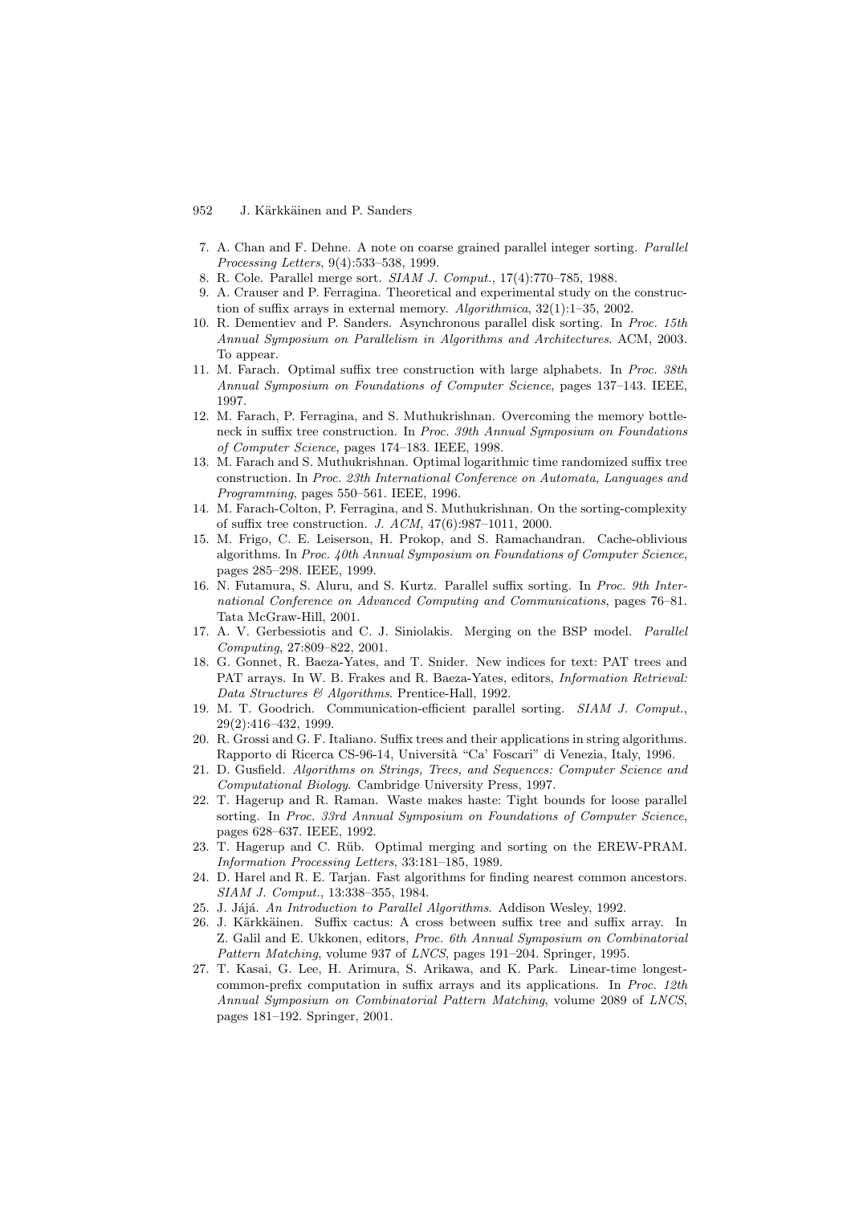7. A. Chan and F. Dehne. A note on coarse grained parallel integer sorting. *Parallel Processing Letters*, 9(4):533–538, 1999.
8. R. Cole. Parallel merge sort. *SIAM J. Comput.*, 17(4):770–785, 1988.
9. A. Crauser and P. Ferragina. Theoretical and experimental study on the construction of suffix arrays in external memory. *Algorithmica*, 32(1):1–35, 2002.
10. R. Dementiev and P. Sanders. Asynchronous parallel disk sorting. In *Proc. 15th Annual Symposium on Parallelism in Algorithms and Architectures*. ACM, 2003. To appear.
11. M. Farach. Optimal suffix tree construction with large alphabets. In *Proc. 38th Annual Symposium on Foundations of Computer Science*, pages 137–143. IEEE, 1997.
12. M. Farach, P. Ferragina, and S. Muthukrishnan. Overcoming the memory bottleneck in suffix tree construction. In *Proc. 39th Annual Symposium on Foundations of Computer Science*, pages 174–183. IEEE, 1998.
13. M. Farach and S. Muthukrishnan. Optimal logarithmic time randomized suffix tree construction. In *Proc. 23th International Conference on Automata, Languages and Programming*, pages 550–561. IEEE, 1996.
14. M. Farach-Colton, P. Ferragina, and S. Muthukrishnan. On the sorting-complexity of suffix tree construction. *J. ACM*, 47(6):987–1011, 2000.
15. M. Frigo, C. E. Leiserson, H. Prokop, and S. Ramachandran. Cache-oblivious algorithms. In *Proc. 40th Annual Symposium on Foundations of Computer Science*, pages 285–298. IEEE, 1999.
16. N. Futamura, S. Aluru, and S. Kurtz. Parallel suffix sorting. In *Proc. 9th International Conference on Advanced Computing and Communications*, pages 76–81. Tata McGraw-Hill, 2001.
17. A. V. Gerbessiotis and C. J. Siniolakis. Merging on the BSP model. *Parallel Computing*, 27:809–822, 2001.
18. G. Gonnet, R. Baeza-Yates, and T. Snider. New indices for text: PAT trees and PAT arrays. In W. B. Frakes and R. Baeza-Yates, editors, *Information Retrieval: Data Structures & Algorithms*. Prentice-Hall, 1992.
19. M. T. Goodrich. Communication-efficient parallel sorting. *SIAM J. Comput.*, 29(2):416–432, 1999.
20. R. Grossi and G. F. Italiano. Suffix trees and their applications in string algorithms. Rapporto di Ricerca CS-96-14, Università "Ca' Foscari" di Venezia, Italy, 1996.
21. D. Gusfield. *Algorithms on Strings, Trees, and Sequences: Computer Science and Computational Biology*. Cambridge University Press, 1997.
22. T. Hagerup and R. Raman. Waste makes haste: Tight bounds for loose parallel sorting. In *Proc. 33rd Annual Symposium on Foundations of Computer Science*, pages 628–637. IEEE, 1992.
23. T. Hagerup and C. Rüb. Optimal merging and sorting on the EREW-PRAM. *Information Processing Letters*, 33:181–185, 1989.
24. D. Harel and R. E. Tarjan. Fast algorithms for finding nearest common ancestors. *SIAM J. Comput.*, 13:338–355, 1984.
25. J. Jájá. *An Introduction to Parallel Algorithms*. Addison Wesley, 1992.
26. J. Kärkkäinen. Suffix cactus: A cross between suffix tree and suffix array. In Z. Galil and E. Ukkonen, editors, *Proc. 6th Annual Symposium on Combinatorial Pattern Matching*, volume 937 of *LNCS*, pages 191–204. Springer, 1995.
27. T. Kasai, G. Lee, H. Arimura, S. Arikawa, and K. Park. Linear-time longest-common-prefix computation in suffix arrays and its applications. In *Proc. 12th Annual Symposium on Combinatorial Pattern Matching*, volume 2089 of *LNCS*, pages 181–192. Springer, 2001.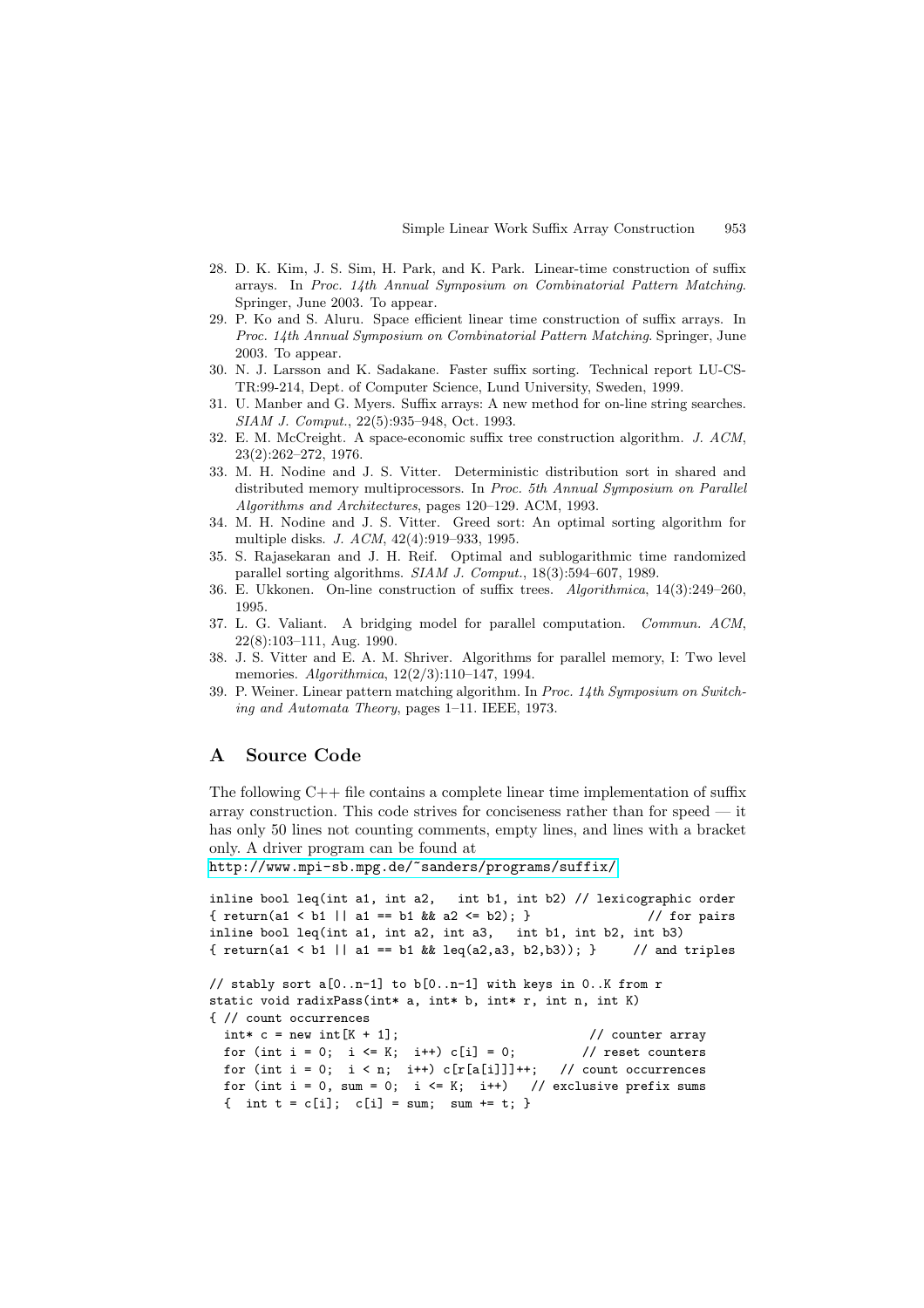28. D. K. Kim, J. S. Sim, H. Park, and K. Park. Linear-time construction of suffix arrays. In *Proc. 14th Annual Symposium on Combinatorial Pattern Matching*. Springer, June 2003. To appear.
29. P. Ko and S. Aluru. Space efficient linear time construction of suffix arrays. In *Proc. 14th Annual Symposium on Combinatorial Pattern Matching*. Springer, June 2003. To appear.
30. N. J. Larsson and K. Sadakane. Faster suffix sorting. Technical report LU-CS-TR:99-214, Dept. of Computer Science, Lund University, Sweden, 1999.
31. U. Manber and G. Myers. Suffix arrays: A new method for on-line string searches. *SIAM J. Comput.*, 22(5):935–948, Oct. 1993.
32. E. M. McCreight. A space-economic suffix tree construction algorithm. *J. ACM*, 23(2):262–272, 1976.
33. M. H. Nodine and J. S. Vitter. Deterministic distribution sort in shared and distributed memory multiprocessors. In *Proc. 5th Annual Symposium on Parallel Algorithms and Architectures*, pages 120–129. ACM, 1993.
34. M. H. Nodine and J. S. Vitter. Greed sort: An optimal sorting algorithm for multiple disks. *J. ACM*, 42(4):919–933, 1995.
35. S. Rajasekaran and J. H. Reif. Optimal and sublogarithmic time randomized parallel sorting algorithms. *SIAM J. Comput.*, 18(3):594–607, 1989.
36. E. Ukkonen. On-line construction of suffix trees. *Algorithmica*, 14(3):249–260, 1995.
37. L. G. Valiant. A bridging model for parallel computation. *Commun. ACM*, 22(8):103–111, Aug. 1990.
38. J. S. Vitter and E. A. M. Shriver. Algorithms for parallel memory, I: Two level memories. *Algorithmica*, 12(2/3):110–147, 1994.
39. P. Weiner. Linear pattern matching algorithm. In *Proc. 14th Symposium on Switching and Automata Theory*, pages 1–11. IEEE, 1973.

## A Source Code

The following C++ file contains a complete linear time implementation of suffix array construction. This code strives for conciseness rather than for speed — it has only 50 lines not counting comments, empty lines, and lines with a bracket only. A driver program can be found at
http://www.mpi-sb.mpg.de/~sanders/programs/suffix/

```
inline bool leq(int a1, int a2,   int b1, int b2) // lexicographic order
{ return(a1 < b1 || a1 == b1 && a2 <= b2); }                // for pairs
inline bool leq(int a1, int a2, int a3,   int b1, int b2, int b3)
{ return(a1 < b1 || a1 == b1 && leq(a2,a3, b2,b3)); }     // and triples

// stably sort a[0..n-1] to b[0..n-1] with keys in 0..K from r
static void radixPass(int* a, int* b, int* r, int n, int K)
{ // count occurrences
  int* c = new int[K + 1];                          // counter array
  for (int i = 0;  i <= K;  i++) c[i] = 0;         // reset counters
  for (int i = 0;  i < n;  i++) c[r[a[i]]]++;   // count occurrences
  for (int i = 0, sum = 0;  i <= K;  i++)   // exclusive prefix sums
  {  int t = c[i];  c[i] = sum;  sum += t; }
```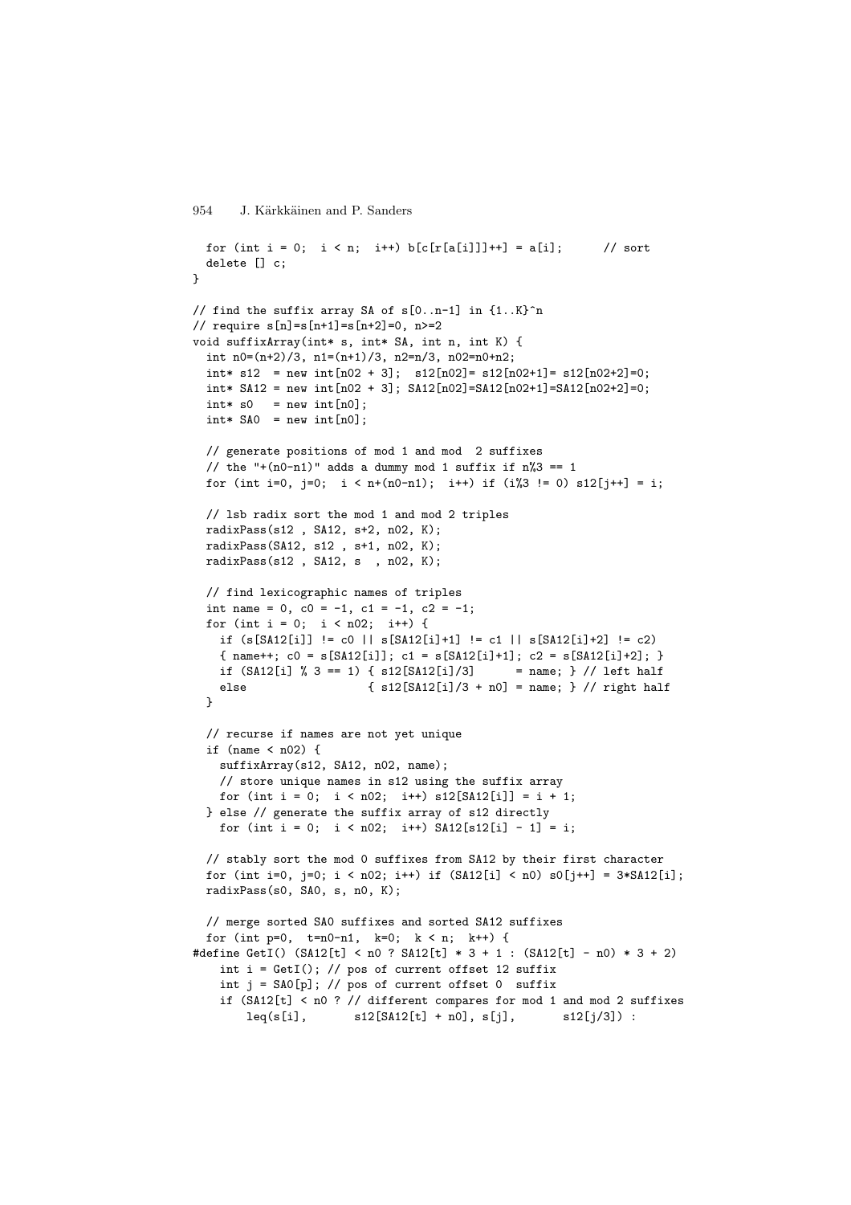```
  for (int i = 0;  i < n;  i++) b[c[r[a[i]]]++] = a[i];      // sort
  delete [] c;
}

// find the suffix array SA of s[0..n-1] in {1..K}^n
// require s[n]=s[n+1]=s[n+2]=0, n>=2
void suffixArray(int* s, int* SA, int n, int K) {
  int n0=(n+2)/3, n1=(n+1)/3, n2=n/3, n02=n0+n2;
  int* s12  = new int[n02 + 3];  s12[n02]= s12[n02+1]= s12[n02+2]=0;
  int* SA12 = new int[n02 + 3]; SA12[n02]=SA12[n02+1]=SA12[n02+2]=0;
  int* s0   = new int[n0];
  int* SA0  = new int[n0];

  // generate positions of mod 1 and mod  2 suffixes
  // the "+(n0-n1)" adds a dummy mod 1 suffix if n%3 == 1
  for (int i=0, j=0;  i < n+(n0-n1);  i++) if (i%3 != 0) s12[j++] = i;

  // lsb radix sort the mod 1 and mod 2 triples
  radixPass(s12 , SA12, s+2, n02, K);
  radixPass(SA12, s12 , s+1, n02, K);
  radixPass(s12 , SA12, s  , n02, K);

  // find lexicographic names of triples
  int name = 0, c0 = -1, c1 = -1, c2 = -1;
  for (int i = 0;  i < n02;  i++) {
    if (s[SA12[i]] != c0 || s[SA12[i]+1] != c1 || s[SA12[i]+2] != c2)
    { name++; c0 = s[SA12[i]]; c1 = s[SA12[i]+1]; c2 = s[SA12[i]+2]; }
    if (SA12[i] % 3 == 1) { s12[SA12[i]/3]      = name; } // left half
    else                  { s12[SA12[i]/3 + n0] = name; } // right half
  }

  // recurse if names are not yet unique
  if (name < n02) {
    suffixArray(s12, SA12, n02, name);
    // store unique names in s12 using the suffix array
    for (int i = 0;  i < n02;  i++) s12[SA12[i]] = i + 1;
  } else // generate the suffix array of s12 directly
    for (int i = 0;  i < n02;  i++) SA12[s12[i] - 1] = i;

  // stably sort the mod 0 suffixes from SA12 by their first character
  for (int i=0, j=0; i < n02; i++) if (SA12[i] < n0) s0[j++] = 3*SA12[i];
  radixPass(s0, SA0, s, n0, K);

  // merge sorted SA0 suffixes and sorted SA12 suffixes
  for (int p=0,  t=n0-n1,  k=0;  k < n;  k++) {
#define GetI() (SA12[t] < n0 ? SA12[t] * 3 + 1 : (SA12[t] - n0) * 3 + 2)
    int i = GetI(); // pos of current offset 12 suffix
    int j = SA0[p]; // pos of current offset 0  suffix
    if (SA12[t] < n0 ? // different compares for mod 1 and mod 2 suffixes
        leq(s[i],       s12[SA12[t] + n0], s[j],       s12[j/3]) :
```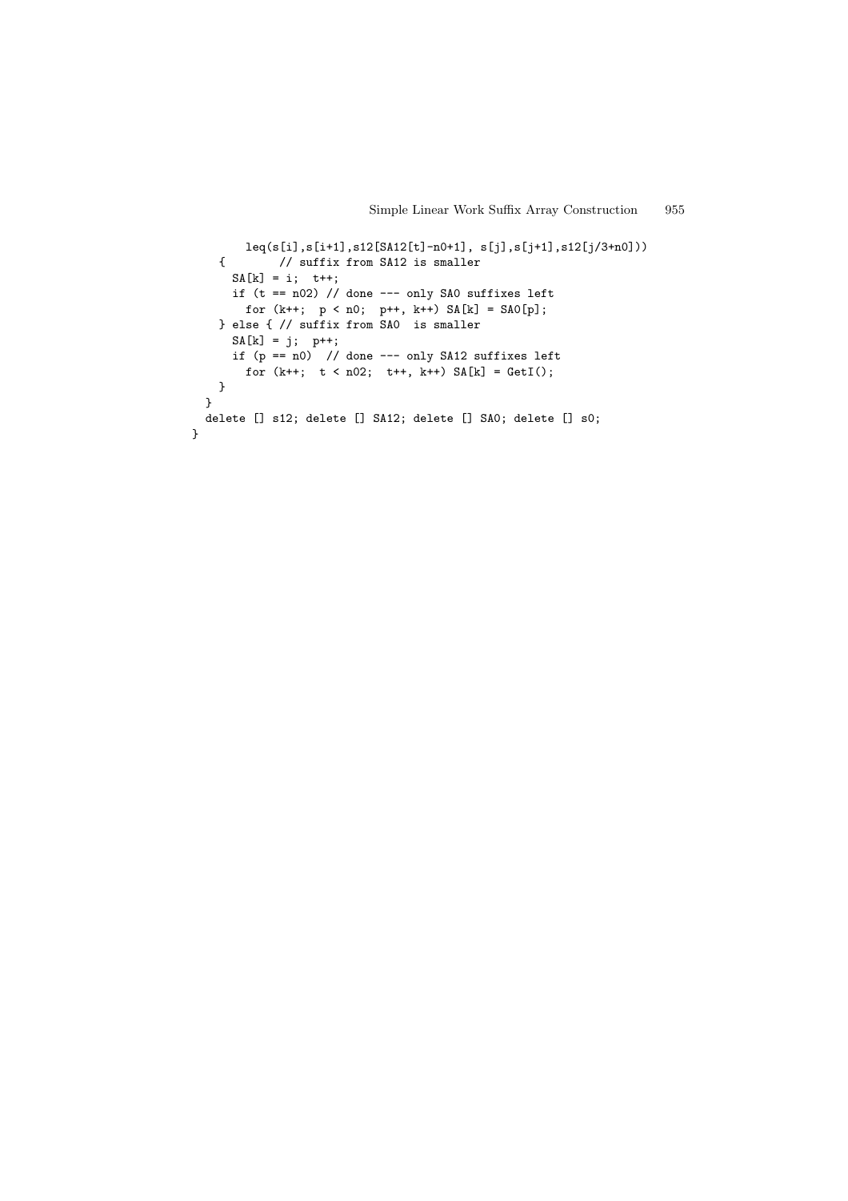```
        leq(s[i],s[i+1],s12[SA12[t]-n0+1], s[j],s[j+1],s12[j/3+n0]))
    {        // suffix from SA12 is smaller
      SA[k] = i;  t++;
      if (t == n02) // done --- only SA0 suffixes left
        for (k++;  p < n0;  p++, k++) SA[k] = SA0[p];
    } else { // suffix from SA0  is smaller
      SA[k] = j;  p++;
      if (p == n0)  // done --- only SA12 suffixes left
        for (k++;  t < n02;  t++, k++) SA[k] = GetI();
    }
  }
  delete [] s12; delete [] SA12; delete [] SA0; delete [] s0;
}
```